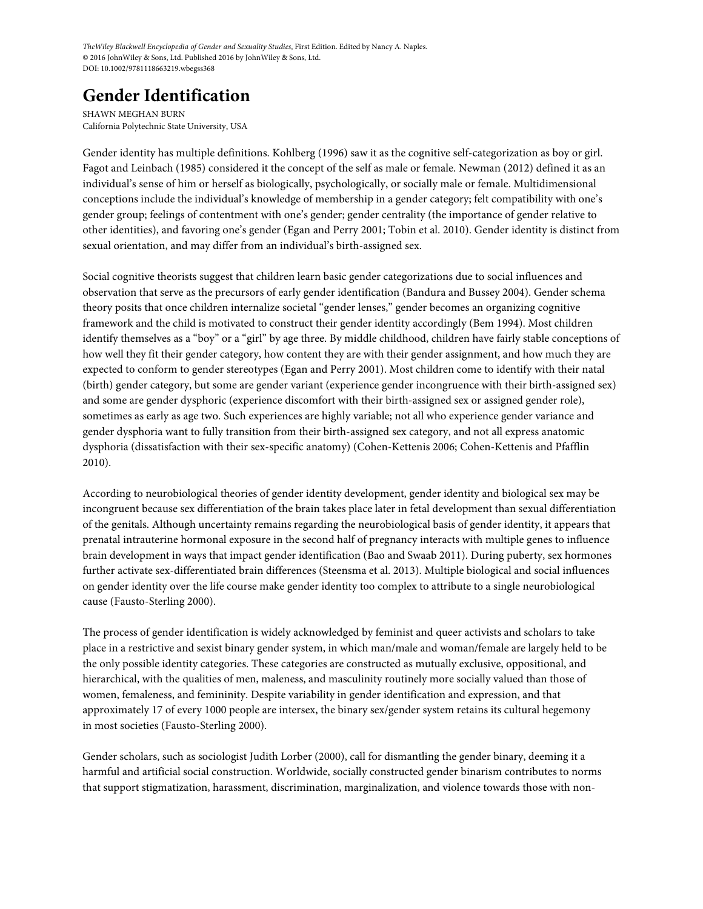*TheWiley Blackwell Encyclopedia of Gender and Sexuality Studies*, First Edition. Edited by Nancy A. Naples.
© 2016 JohnWiley & Sons, Ltd. Published 2016 by JohnWiley & Sons, Ltd.
DOI: 10.1002/9781118663219.wbegss368

# Gender Identification

SHAWN MEGHAN BURN
California Polytechnic State University, USA

Gender identity has multiple definitions. Kohlberg (1996) saw it as the cognitive self-categorization as boy or girl. Fagot and Leinbach (1985) considered it the concept of the self as male or female. Newman (2012) defined it as an individual's sense of him or herself as biologically, psychologically, or socially male or female. Multidimensional conceptions include the individual's knowledge of membership in a gender category; felt compatibility with one's gender group; feelings of contentment with one's gender; gender centrality (the importance of gender relative to other identities), and favoring one's gender (Egan and Perry 2001; Tobin et al. 2010). Gender identity is distinct from sexual orientation, and may differ from an individual's birth-assigned sex.

Social cognitive theorists suggest that children learn basic gender categorizations due to social influences and observation that serve as the precursors of early gender identification (Bandura and Bussey 2004). Gender schema theory posits that once children internalize societal "gender lenses," gender becomes an organizing cognitive framework and the child is motivated to construct their gender identity accordingly (Bem 1994). Most children identify themselves as a "boy" or a "girl" by age three. By middle childhood, children have fairly stable conceptions of how well they fit their gender category, how content they are with their gender assignment, and how much they are expected to conform to gender stereotypes (Egan and Perry 2001). Most children come to identify with their natal (birth) gender category, but some are gender variant (experience gender incongruence with their birth-assigned sex) and some are gender dysphoric (experience discomfort with their birth-assigned sex or assigned gender role), sometimes as early as age two. Such experiences are highly variable; not all who experience gender variance and gender dysphoria want to fully transition from their birth-assigned sex category, and not all express anatomic dysphoria (dissatisfaction with their sex-specific anatomy) (Cohen-Kettenis 2006; Cohen-Kettenis and Pfafflin 2010).

According to neurobiological theories of gender identity development, gender identity and biological sex may be incongruent because sex differentiation of the brain takes place later in fetal development than sexual differentiation of the genitals. Although uncertainty remains regarding the neurobiological basis of gender identity, it appears that prenatal intrauterine hormonal exposure in the second half of pregnancy interacts with multiple genes to influence brain development in ways that impact gender identification (Bao and Swaab 2011). During puberty, sex hormones further activate sex-differentiated brain differences (Steensma et al. 2013). Multiple biological and social influences on gender identity over the life course make gender identity too complex to attribute to a single neurobiological cause (Fausto-Sterling 2000).

The process of gender identification is widely acknowledged by feminist and queer activists and scholars to take place in a restrictive and sexist binary gender system, in which man/male and woman/female are largely held to be the only possible identity categories. These categories are constructed as mutually exclusive, oppositional, and hierarchical, with the qualities of men, maleness, and masculinity routinely more socially valued than those of women, femaleness, and femininity. Despite variability in gender identification and expression, and that approximately 17 of every 1000 people are intersex, the binary sex/gender system retains its cultural hegemony in most societies (Fausto-Sterling 2000).

Gender scholars, such as sociologist Judith Lorber (2000), call for dismantling the gender binary, deeming it a harmful and artificial social construction. Worldwide, socially constructed gender binarism contributes to norms that support stigmatization, harassment, discrimination, marginalization, and violence towards those with non-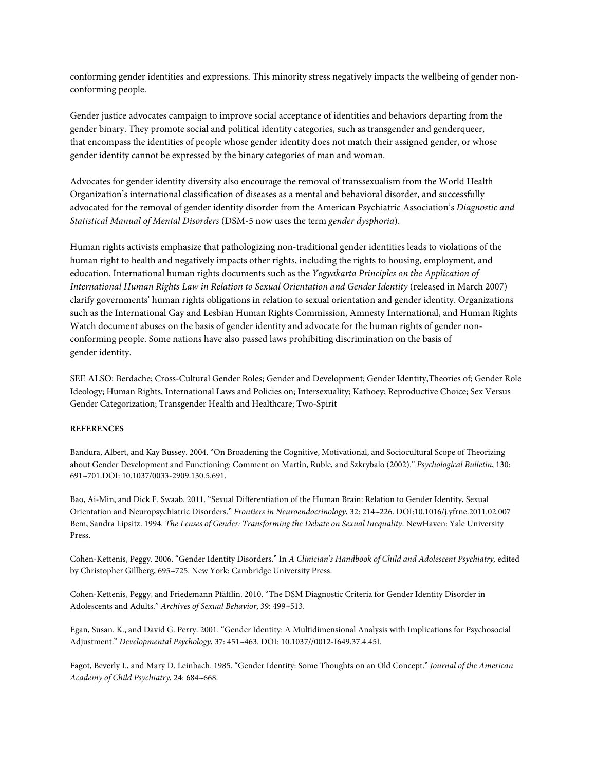conforming gender identities and expressions. This minority stress negatively impacts the wellbeing of gender non-conforming people.

Gender justice advocates campaign to improve social acceptance of identities and behaviors departing from the gender binary. They promote social and political identity categories, such as transgender and genderqueer, that encompass the identities of people whose gender identity does not match their assigned gender, or whose gender identity cannot be expressed by the binary categories of man and woman.

Advocates for gender identity diversity also encourage the removal of transsexualism from the World Health Organization's international classification of diseases as a mental and behavioral disorder, and successfully advocated for the removal of gender identity disorder from the American Psychiatric Association's *Diagnostic and Statistical Manual of Mental Disorders* (DSM-5 now uses the term *gender dysphoria*).

Human rights activists emphasize that pathologizing non-traditional gender identities leads to violations of the human right to health and negatively impacts other rights, including the rights to housing, employment, and education. International human rights documents such as the *Yogyakarta Principles on the Application of International Human Rights Law in Relation to Sexual Orientation and Gender Identity* (released in March 2007) clarify governments' human rights obligations in relation to sexual orientation and gender identity. Organizations such as the International Gay and Lesbian Human Rights Commission, Amnesty International, and Human Rights Watch document abuses on the basis of gender identity and advocate for the human rights of gender non-conforming people. Some nations have also passed laws prohibiting discrimination on the basis of gender identity.

SEE ALSO: Berdache; Cross-Cultural Gender Roles; Gender and Development; Gender Identity,Theories of; Gender Role Ideology; Human Rights, International Laws and Policies on; Intersexuality; Kathoey; Reproductive Choice; Sex Versus Gender Categorization; Transgender Health and Healthcare; Two-Spirit

**REFERENCES**

Bandura, Albert, and Kay Bussey. 2004. "On Broadening the Cognitive, Motivational, and Sociocultural Scope of Theorizing about Gender Development and Functioning: Comment on Martin, Ruble, and Szkrybalo (2002)." *Psychological Bulletin*, 130: 691–701.DOI: 10.1037/0033-2909.130.5.691.

Bao, Ai-Min, and Dick F. Swaab. 2011. "Sexual Differentiation of the Human Brain: Relation to Gender Identity, Sexual Orientation and Neuropsychiatric Disorders." *Frontiers in Neuroendocrinology*, 32: 214–226. DOI:10.1016/j.yfrne.2011.02.007 Bem, Sandra Lipsitz. 1994. *The Lenses of Gender: Transforming the Debate on Sexual Inequality*. NewHaven: Yale University Press.

Cohen-Kettenis, Peggy. 2006. "Gender Identity Disorders." In *A Clinician's Handbook of Child and Adolescent Psychiatry,* edited by Christopher Gillberg, 695–725. New York: Cambridge University Press.

Cohen-Kettenis, Peggy, and Friedemann Pfäfflin. 2010. "The DSM Diagnostic Criteria for Gender Identity Disorder in Adolescents and Adults." *Archives of Sexual Behavior*, 39: 499–513.

Egan, Susan. K., and David G. Perry. 2001. "Gender Identity: A Multidimensional Analysis with Implications for Psychosocial Adjustment." *Developmental Psychology*, 37: 451–463. DOI: 10.1037//0012-I649.37.4.45I.

Fagot, Beverly I., and Mary D. Leinbach. 1985. "Gender Identity: Some Thoughts on an Old Concept." *Journal of the American Academy of Child Psychiatry*, 24: 684–668.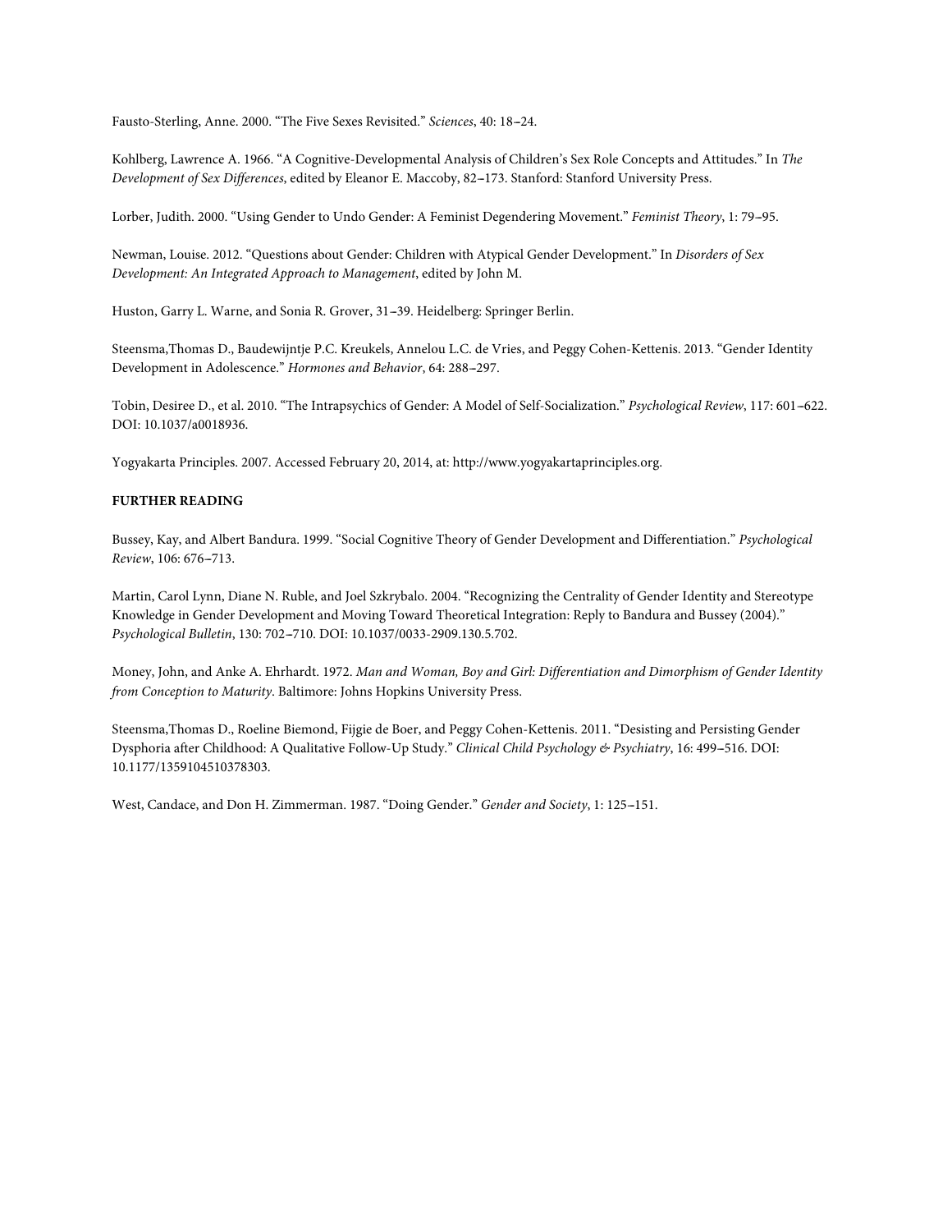Fausto-Sterling, Anne. 2000. "The Five Sexes Revisited." *Sciences*, 40: 18–24.

Kohlberg, Lawrence A. 1966. "A Cognitive-Developmental Analysis of Children's Sex Role Concepts and Attitudes." In *The Development of Sex Differences*, edited by Eleanor E. Maccoby, 82–173. Stanford: Stanford University Press.

Lorber, Judith. 2000. "Using Gender to Undo Gender: A Feminist Degendering Movement." *Feminist Theory*, 1: 79–95.

Newman, Louise. 2012. "Questions about Gender: Children with Atypical Gender Development." In *Disorders of Sex Development: An Integrated Approach to Management*, edited by John M.

Huston, Garry L. Warne, and Sonia R. Grover, 31–39. Heidelberg: Springer Berlin.

Steensma,Thomas D., Baudewijntje P.C. Kreukels, Annelou L.C. de Vries, and Peggy Cohen-Kettenis. 2013. "Gender Identity Development in Adolescence." *Hormones and Behavior*, 64: 288–297.

Tobin, Desiree D., et al. 2010. "The Intrapsychics of Gender: A Model of Self-Socialization." *Psychological Review*, 117: 601–622. DOI: 10.1037/a0018936.

Yogyakarta Principles. 2007. Accessed February 20, 2014, at: http://www.yogyakartaprinciples.org.

**FURTHER READING**

Bussey, Kay, and Albert Bandura. 1999. "Social Cognitive Theory of Gender Development and Differentiation." *Psychological Review*, 106: 676–713.

Martin, Carol Lynn, Diane N. Ruble, and Joel Szkrybalo. 2004. "Recognizing the Centrality of Gender Identity and Stereotype Knowledge in Gender Development and Moving Toward Theoretical Integration: Reply to Bandura and Bussey (2004)." *Psychological Bulletin*, 130: 702–710. DOI: 10.1037/0033-2909.130.5.702.

Money, John, and Anke A. Ehrhardt. 1972. *Man and Woman, Boy and Girl: Differentiation and Dimorphism of Gender Identity from Conception to Maturity*. Baltimore: Johns Hopkins University Press.

Steensma,Thomas D., Roeline Biemond, Fijgie de Boer, and Peggy Cohen-Kettenis. 2011. "Desisting and Persisting Gender Dysphoria after Childhood: A Qualitative Follow-Up Study." *Clinical Child Psychology & Psychiatry*, 16: 499–516. DOI: 10.1177/1359104510378303.

West, Candace, and Don H. Zimmerman. 1987. "Doing Gender." *Gender and Society*, 1: 125–151.